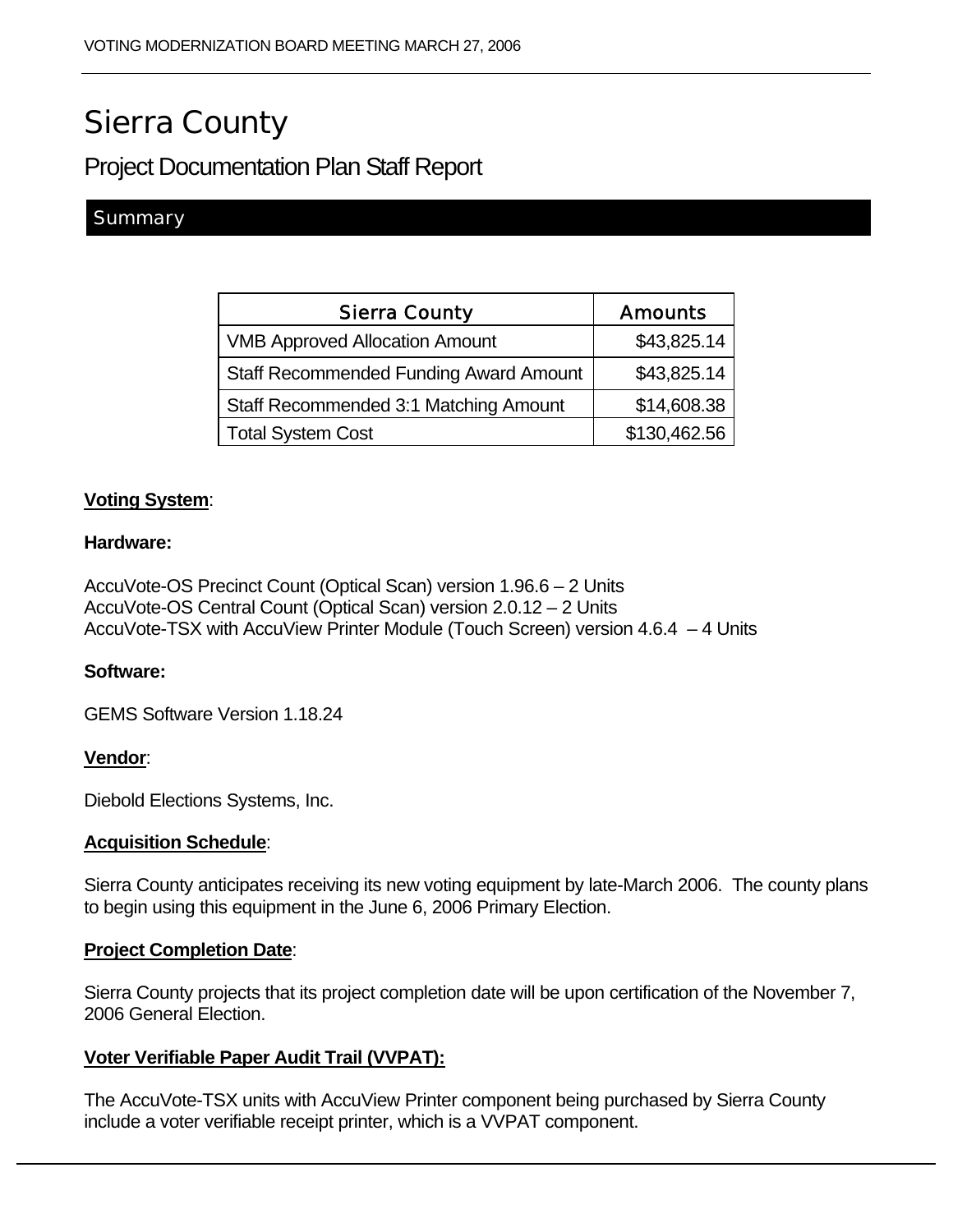# Sierra County

## Project Documentation Plan Staff Report

### Summary

| Sierra County | Amounts |
|---|---|
| VMB Approved Allocation Amount | $43,825.14 |
| Staff Recommended Funding Award Amount | $43,825.14 |
| Staff Recommended 3:1 Matching Amount | $14,608.38 |
| Total System Cost | $130,462.56 |

**Voting System**:

**Hardware:**

AccuVote-OS Precinct Count (Optical Scan) version 1.96.6 – 2 Units
AccuVote-OS Central Count (Optical Scan) version 2.0.12 – 2 Units
AccuVote-TSX with AccuView Printer Module (Touch Screen) version 4.6.4 – 4 Units

**Software:**

GEMS Software Version 1.18.24

**Vendor**:

Diebold Elections Systems, Inc.

**Acquisition Schedule**:

Sierra County anticipates receiving its new voting equipment by late-March 2006. The county plans to begin using this equipment in the June 6, 2006 Primary Election.

**Project Completion Date**:

Sierra County projects that its project completion date will be upon certification of the November 7, 2006 General Election.

**Voter Verifiable Paper Audit Trail (VVPAT):**

The AccuVote-TSX units with AccuView Printer component being purchased by Sierra County include a voter verifiable receipt printer, which is a VVPAT component.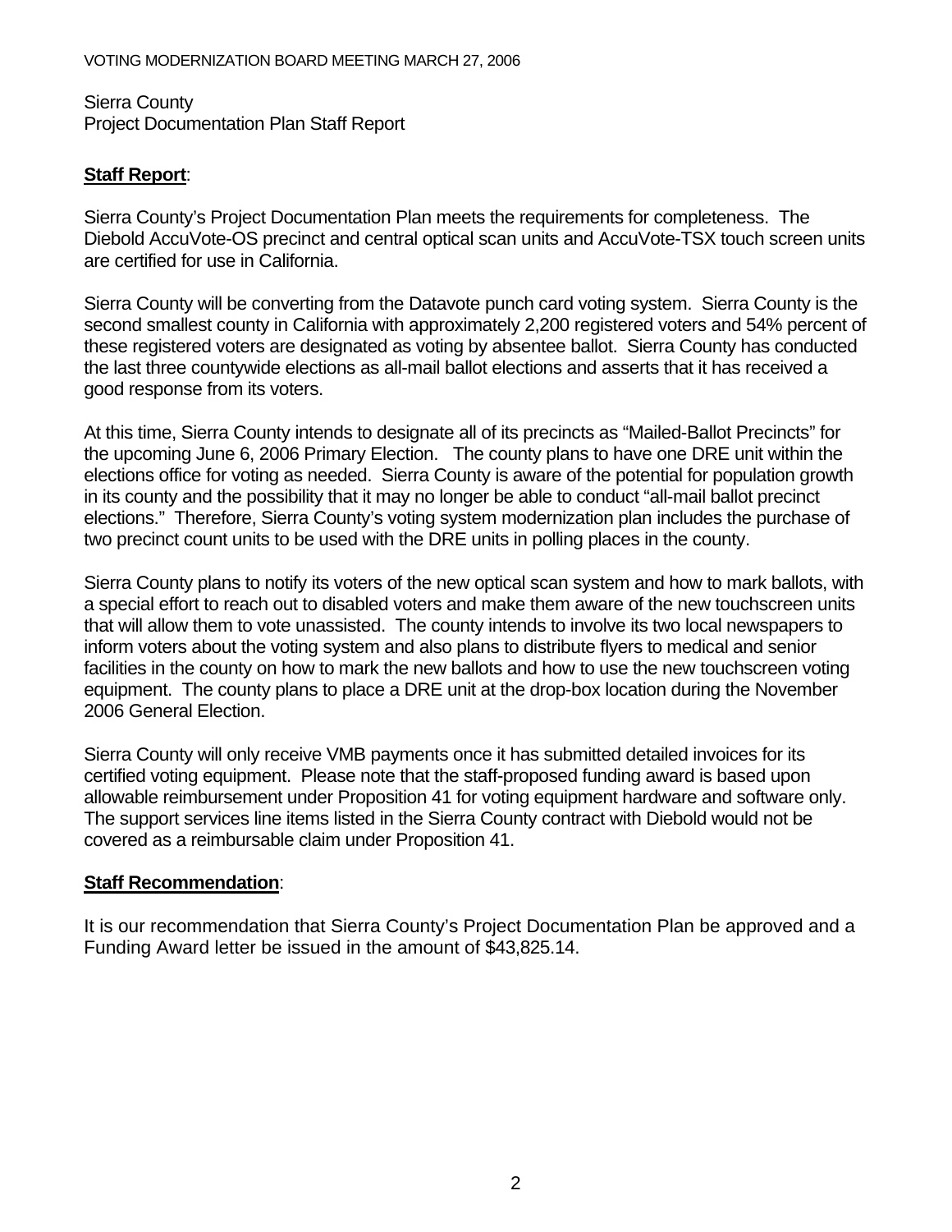Sierra County
Project Documentation Plan Staff Report

**Staff Report**:

Sierra County's Project Documentation Plan meets the requirements for completeness. The Diebold AccuVote-OS precinct and central optical scan units and AccuVote-TSX touch screen units are certified for use in California.

Sierra County will be converting from the Datavote punch card voting system. Sierra County is the second smallest county in California with approximately 2,200 registered voters and 54% percent of these registered voters are designated as voting by absentee ballot. Sierra County has conducted the last three countywide elections as all-mail ballot elections and asserts that it has received a good response from its voters.

At this time, Sierra County intends to designate all of its precincts as "Mailed-Ballot Precincts" for the upcoming June 6, 2006 Primary Election. The county plans to have one DRE unit within the elections office for voting as needed. Sierra County is aware of the potential for population growth in its county and the possibility that it may no longer be able to conduct "all-mail ballot precinct elections." Therefore, Sierra County's voting system modernization plan includes the purchase of two precinct count units to be used with the DRE units in polling places in the county.

Sierra County plans to notify its voters of the new optical scan system and how to mark ballots, with a special effort to reach out to disabled voters and make them aware of the new touchscreen units that will allow them to vote unassisted. The county intends to involve its two local newspapers to inform voters about the voting system and also plans to distribute flyers to medical and senior facilities in the county on how to mark the new ballots and how to use the new touchscreen voting equipment. The county plans to place a DRE unit at the drop-box location during the November 2006 General Election.

Sierra County will only receive VMB payments once it has submitted detailed invoices for its certified voting equipment. Please note that the staff-proposed funding award is based upon allowable reimbursement under Proposition 41 for voting equipment hardware and software only. The support services line items listed in the Sierra County contract with Diebold would not be covered as a reimbursable claim under Proposition 41.

**Staff Recommendation**:

It is our recommendation that Sierra County's Project Documentation Plan be approved and a Funding Award letter be issued in the amount of $43,825.14.